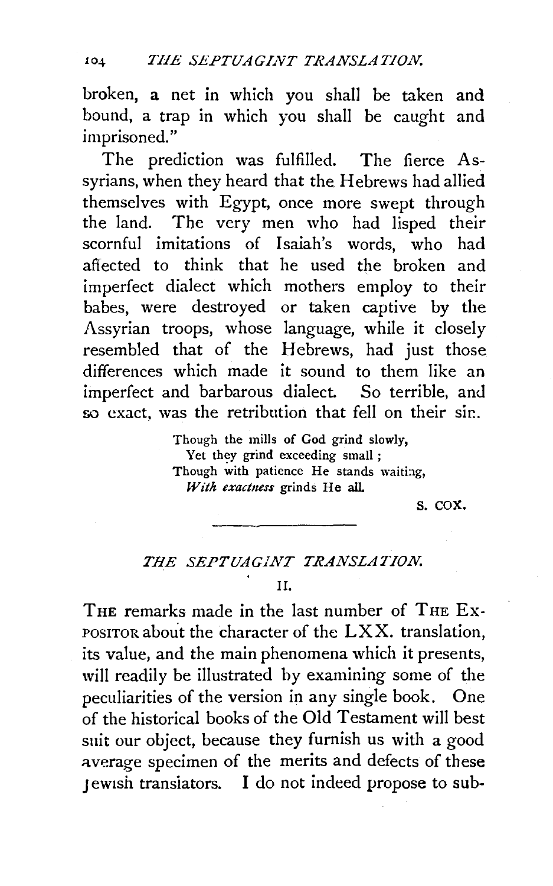broken, a net in which you shall be taken and bound, a trap in which you shall be caught and imprisoned."

The prediction was fulfilled. The fierce Assyrians, when they heard that the Hebrews had allied themselves with Egypt, once more swept through the land. The very men who had lisped their scornful imitations of Isaiah's words, who had affected to think that he used the broken and imperfect dialect which mothers employ to their babes, were destroyed or taken captive by the Assyrian troops, whose language, while it closely resembled that of the Hebrews, had just those differences which made it sound to them like an imperfect and barbarous dialect. So terrible, and so exact, was the retribution that fell on their sin.

> Though the mills of God grind slowly,
> Yet they grind exceeding small;
> Though with patience He stands waiting,
> *With exactness* grinds He all.

S. COX.

---

## *THE SEPTUAGINT TRANSLATION.*

### II.

THE remarks made in the last number of THE EXPOSITOR about the character of the LXX. translation, its value, and the main phenomena which it presents, will readily be illustrated by examining some of the peculiarities of the version in any single book. One of the historical books of the Old Testament will best suit our object, because they furnish us with a good average specimen of the merits and defects of these Jewish translators. I do not indeed propose to sub-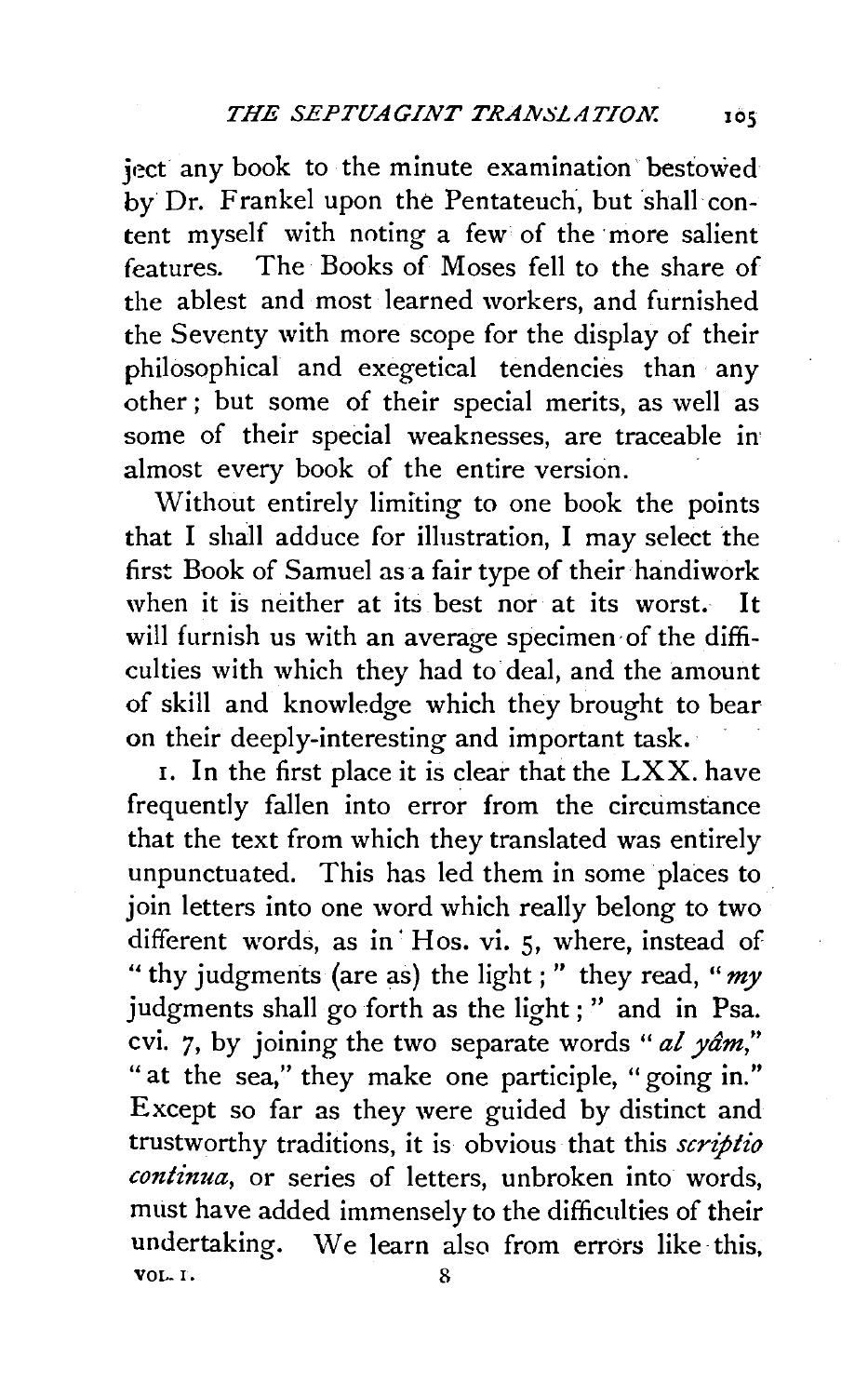ject any book to the minute examination bestowed by Dr. Frankel upon the Pentateuch, but shall content myself with noting a few of the more salient features. The Books of Moses fell to the share of the ablest and most learned workers, and furnished the Seventy with more scope for the display of their philosophical and exegetical tendencies than any other; but some of their special merits, as well as some of their special weaknesses, are traceable in almost every book of the entire version.

Without entirely limiting to one book the points that I shall adduce for illustration, I may select the first Book of Samuel as a fair type of their handiwork when it is neither at its best nor at its worst. It will furnish us with an average specimen of the difficulties with which they had to deal, and the amount of skill and knowledge which they brought to bear on their deeply-interesting and important task.

1. In the first place it is clear that the LXX. have frequently fallen into error from the circumstance that the text from which they translated was entirely unpunctuated. This has led them in some places to join letters into one word which really belong to two different words, as in Hos. vi. 5, where, instead of "thy judgments (are as) the light;" they read, "*my* judgments shall go forth as the light;" and in Psa. cvi. 7, by joining the two separate words "*al yâm*," "at the sea," they make one participle, "going in." Except so far as they were guided by distinct and trustworthy traditions, it is obvious that this *scriptio continua*, or series of letters, unbroken into words, must have added immensely to the difficulties of their undertaking. We learn also from errors like this,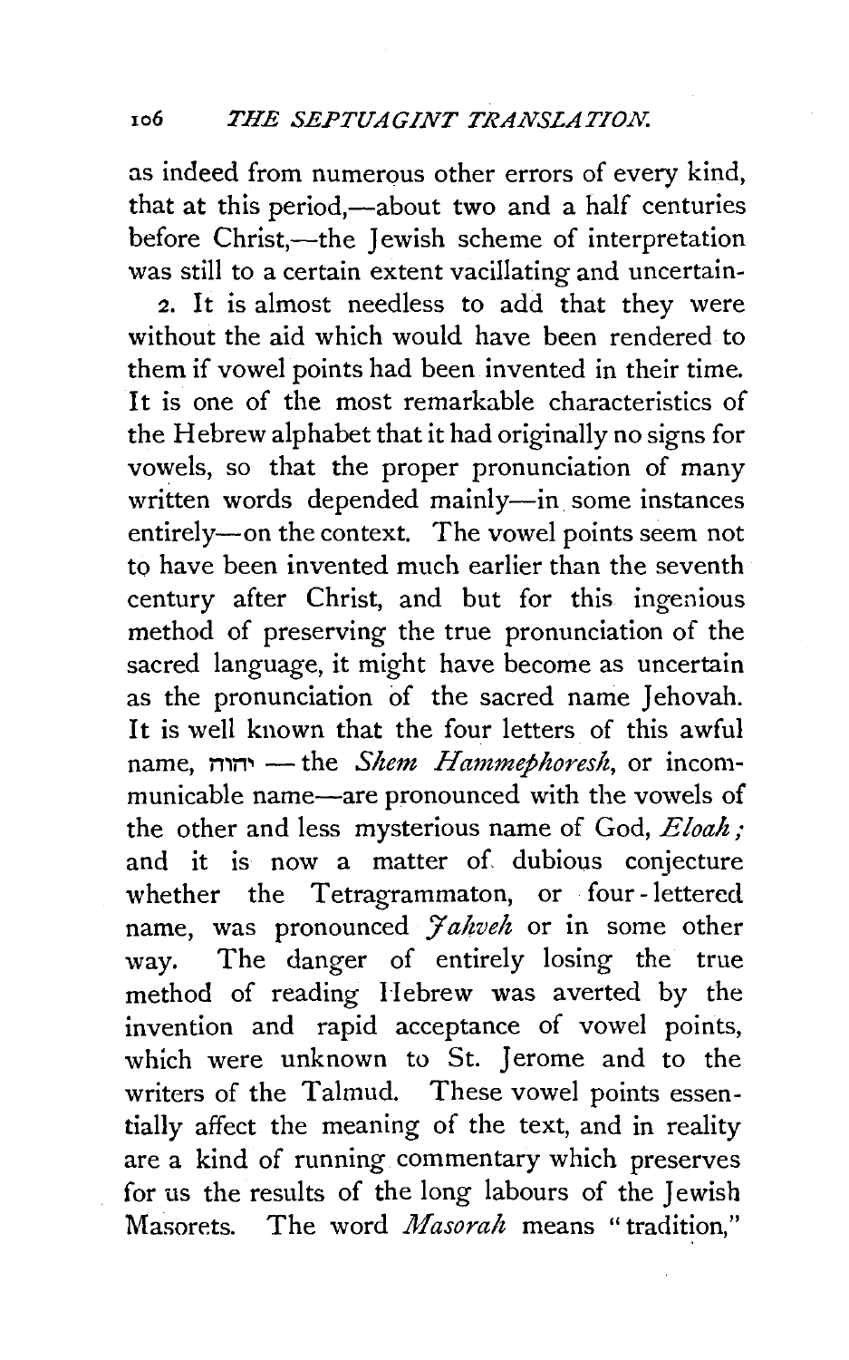as indeed from numerous other errors of every kind, that at this period,—about two and a half centuries before Christ,—the Jewish scheme of interpretation was still to a certain extent vacillating and uncertain-

2. It is almost needless to add that they were without the aid which would have been rendered to them if vowel points had been invented in their time. It is one of the most remarkable characteristics of the Hebrew alphabet that it had originally no signs for vowels, so that the proper pronunciation of many written words depended mainly—in some instances entirely—on the context. The vowel points seem not to have been invented much earlier than the seventh century after Christ, and but for this ingenious method of preserving the true pronunciation of the sacred language, it might have become as uncertain as the pronunciation of the sacred name Jehovah. It is well known that the four letters of this awful name, יהוה — the *Shem Hammephoresh*, or incommunicable name—are pronounced with the vowels of the other and less mysterious name of God, *Eloah;* and it is now a matter of dubious conjecture whether the Tetragrammaton, or four-lettered name, was pronounced *Jahveh* or in some other way. The danger of entirely losing the true method of reading Hebrew was averted by the invention and rapid acceptance of vowel points, which were unknown to St. Jerome and to the writers of the Talmud. These vowel points essentially affect the meaning of the text, and in reality are a kind of running commentary which preserves for us the results of the long labours of the Jewish Masorets. The word *Masorah* means "tradition,"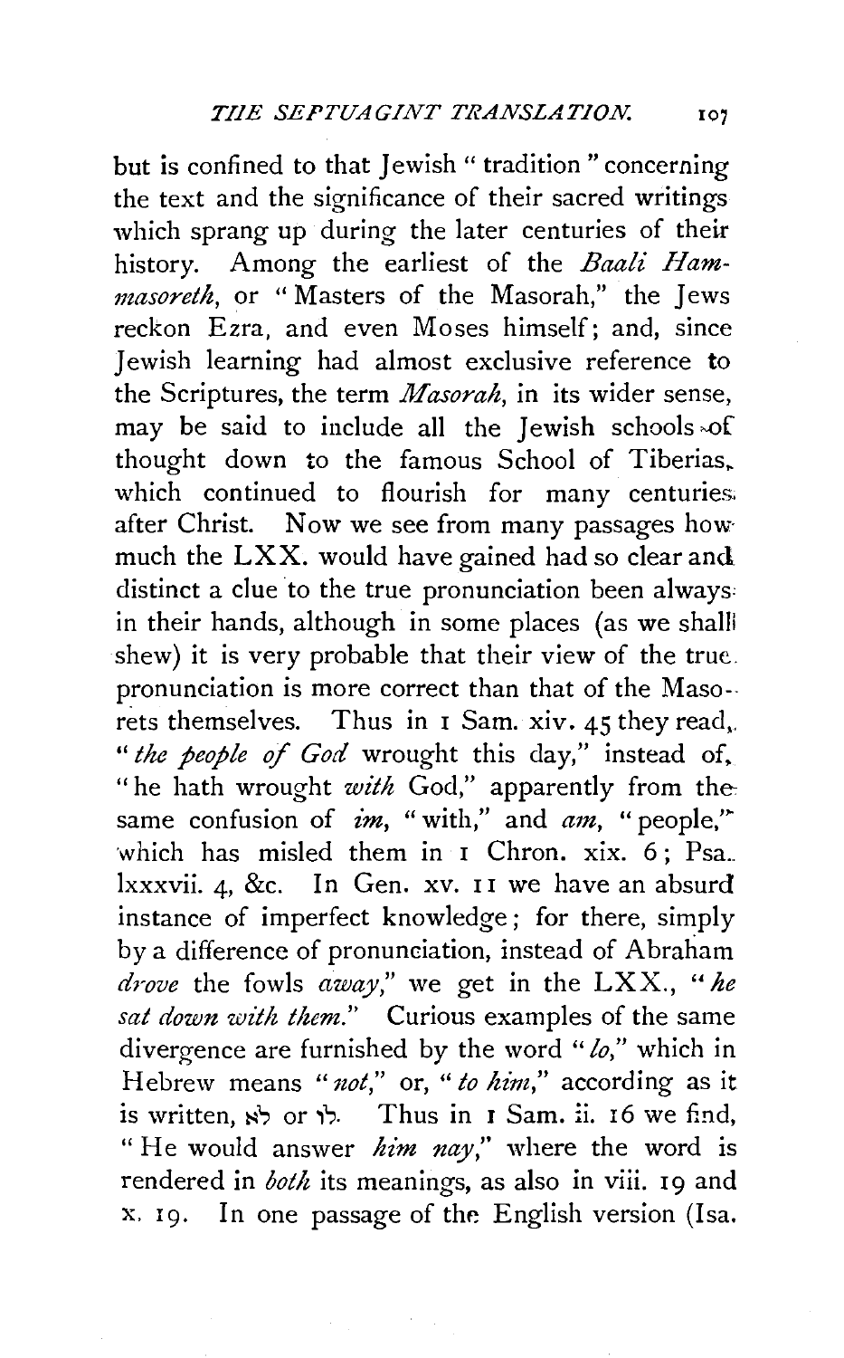but is confined to that Jewish "tradition" concerning the text and the significance of their sacred writings which sprang up during the later centuries of their history. Among the earliest of the *Baali Hammasoreth*, or "Masters of the Masorah," the Jews reckon Ezra, and even Moses himself; and, since Jewish learning had almost exclusive reference to the Scriptures, the term *Masorah*, in its wider sense, may be said to include all the Jewish schools of thought down to the famous School of Tiberias, which continued to flourish for many centuries after Christ. Now we see from many passages how much the LXX. would have gained had so clear and distinct a clue to the true pronunciation been always in their hands, although in some places (as we shall shew) it is very probable that their view of the true pronunciation is more correct than that of the Masorets themselves. Thus in 1 Sam. xiv. 45 they read, "*the people of God* wrought this day," instead of, "he hath wrought *with* God," apparently from the same confusion of *im*, "with," and *am*, "people," which has misled them in 1 Chron. xix. 6; Psa. lxxxvii. 4, &c. In Gen. xv. 11 we have an absurd instance of imperfect knowledge; for there, simply by a difference of pronunciation, instead of Abraham *drove* the fowls *away*," we get in the LXX., "*he sat down with them*." Curious examples of the same divergence are furnished by the word "*lo*," which in Hebrew means "*not*," or, "*to him*," according as it is written, לֹא or לוֹ. Thus in 1 Sam. ii. 16 we find, "He would answer *him nay*," where the word is rendered in *both* its meanings, as also in viii. 19 and x. 19. In one passage of the English version (Isa.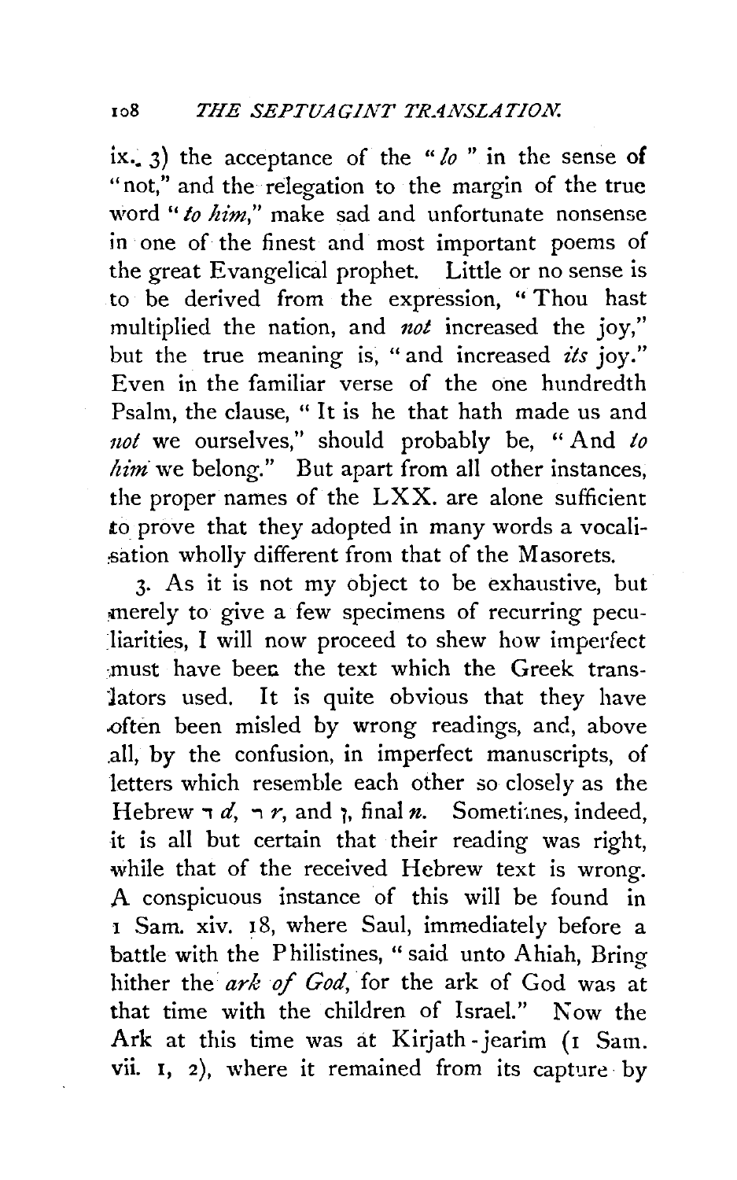ix. 3) the acceptance of the "*lo*" in the sense of "not," and the relegation to the margin of the true word "*to him*," make sad and unfortunate nonsense in one of the finest and most important poems of the great Evangelical prophet. Little or no sense is to be derived from the expression, "Thou hast multiplied the nation, and *not* increased the joy," but the true meaning is, "and increased *its* joy." Even in the familiar verse of the one hundredth Psalm, the clause, "It is he that hath made us and *not* we ourselves," should probably be, "And *to him* we belong." But apart from all other instances, the proper names of the LXX. are alone sufficient to prove that they adopted in many words a vocalisation wholly different from that of the Masorets.

3. As it is not my object to be exhaustive, but merely to give a few specimens of recurring peculiarities, I will now proceed to shew how imperfect must have been the text which the Greek translators used. It is quite obvious that they have often been misled by wrong readings, and, above all, by the confusion, in imperfect manuscripts, of letters which resemble each other so closely as the Hebrew ד *d*, ר *r*, and ן, final *n*. Sometimes, indeed, it is all but certain that their reading was right, while that of the received Hebrew text is wrong. A conspicuous instance of this will be found in 1 Sam. xiv. 18, where Saul, immediately before a battle with the Philistines, "said unto Ahiah, Bring hither the *ark of God*, for the ark of God was at that time with the children of Israel." Now the Ark at this time was at Kirjath-jearim (1 Sam. vii. 1, 2), where it remained from its capture by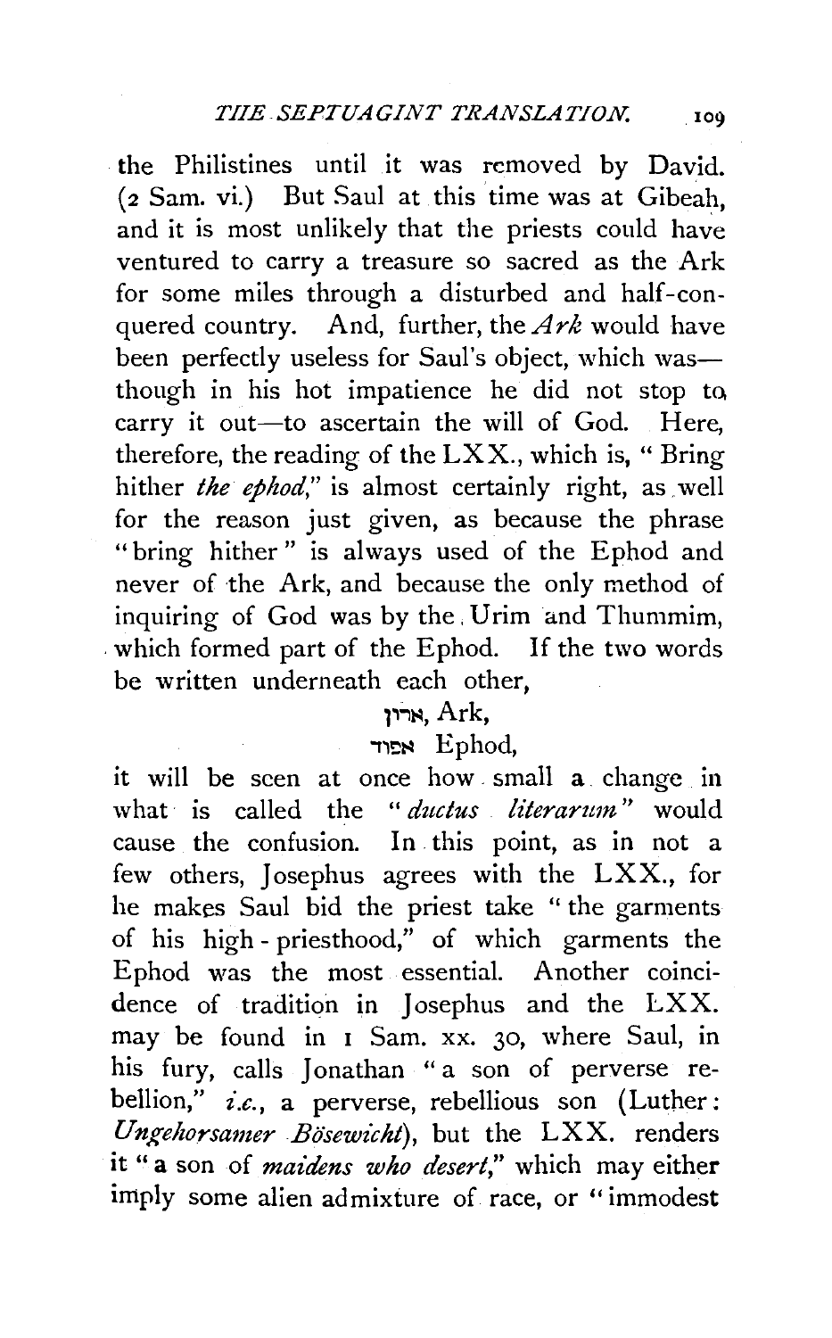the Philistines until it was removed by David. (2 Sam. vi.) But Saul at this time was at Gibeah, and it is most unlikely that the priests could have ventured to carry a treasure so sacred as the Ark for some miles through a disturbed and half-conquered country. And, further, the *Ark* would have been perfectly useless for Saul's object, which was—though in his hot impatience he did not stop to carry it out—to ascertain the will of God. Here, therefore, the reading of the LXX., which is, " Bring hither *the ephod*," is almost certainly right, as well for the reason just given, as because the phrase "bring hither" is always used of the Ephod and never of the Ark, and because the only method of inquiring of God was by the Urim and Thummim, which formed part of the Ephod. If the two words be written underneath each other,

ארון, Ark,

אפוד Ephod,

it will be seen at once how small a change in what is called the "*ductus literarum*" would cause the confusion. In this point, as in not a few others, Josephus agrees with the LXX., for he makes Saul bid the priest take "the garments of his high-priesthood," of which garments the Ephod was the most essential. Another coincidence of tradition in Josephus and the LXX. may be found in 1 Sam. xx. 30, where Saul, in his fury, calls Jonathan "a son of perverse rebellion," *i.e.*, a perverse, rebellious son (Luther: *Ungehorsamer Bösewicht*), but the LXX. renders it "a son of *maidens who desert*," which may either imply some alien admixture of race, or "immodest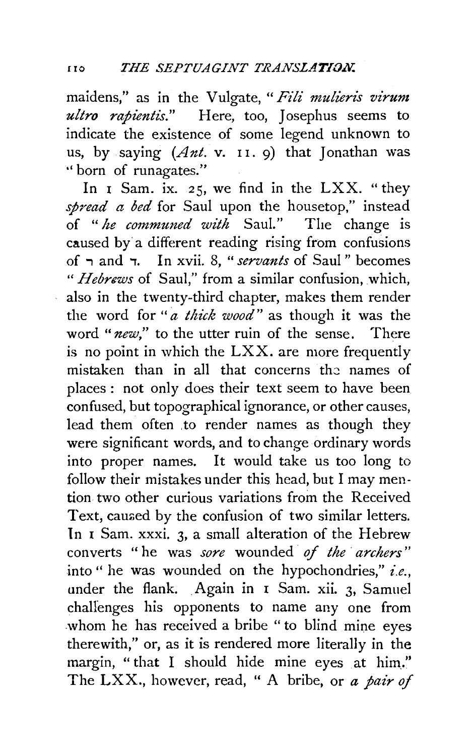maidens," as in the Vulgate, "*Fili mulieris virum ultro rapientis.*" Here, too, Josephus seems to indicate the existence of some legend unknown to us, by saying (*Ant.* v. 11. 9) that Jonathan was "born of runagates."

In 1 Sam. ix. 25, we find in the LXX. "they *spread a bed* for Saul upon the housetop," instead of "*he communed with* Saul." The change is caused by a different reading rising from confusions of ר and ד. In xvii. 8, "*servants* of Saul" becomes "*Hebrews* of Saul," from a similar confusion, which, also in the twenty-third chapter, makes them render the word for "*a thick wood*" as though it was the word "*new*," to the utter ruin of the sense. There is no point in which the LXX. are more frequently mistaken than in all that concerns the names of places: not only does their text seem to have been confused, but topographical ignorance, or other causes, lead them often to render names as though they were significant words, and to change ordinary words into proper names. It would take us too long to follow their mistakes under this head, but I may mention two other curious variations from the Received Text, caused by the confusion of two similar letters. In 1 Sam. xxxi. 3, a small alteration of the Hebrew converts "he was *sore* wounded *of the archers*" into "he was wounded on the hypochondries," *i.e.*, under the flank. Again in 1 Sam. xii. 3, Samuel challenges his opponents to name any one from whom he has received a bribe "to blind mine eyes therewith," or, as it is rendered more literally in the margin, "that I should hide mine eyes at him." The LXX., however, read, "A bribe, or *a pair of*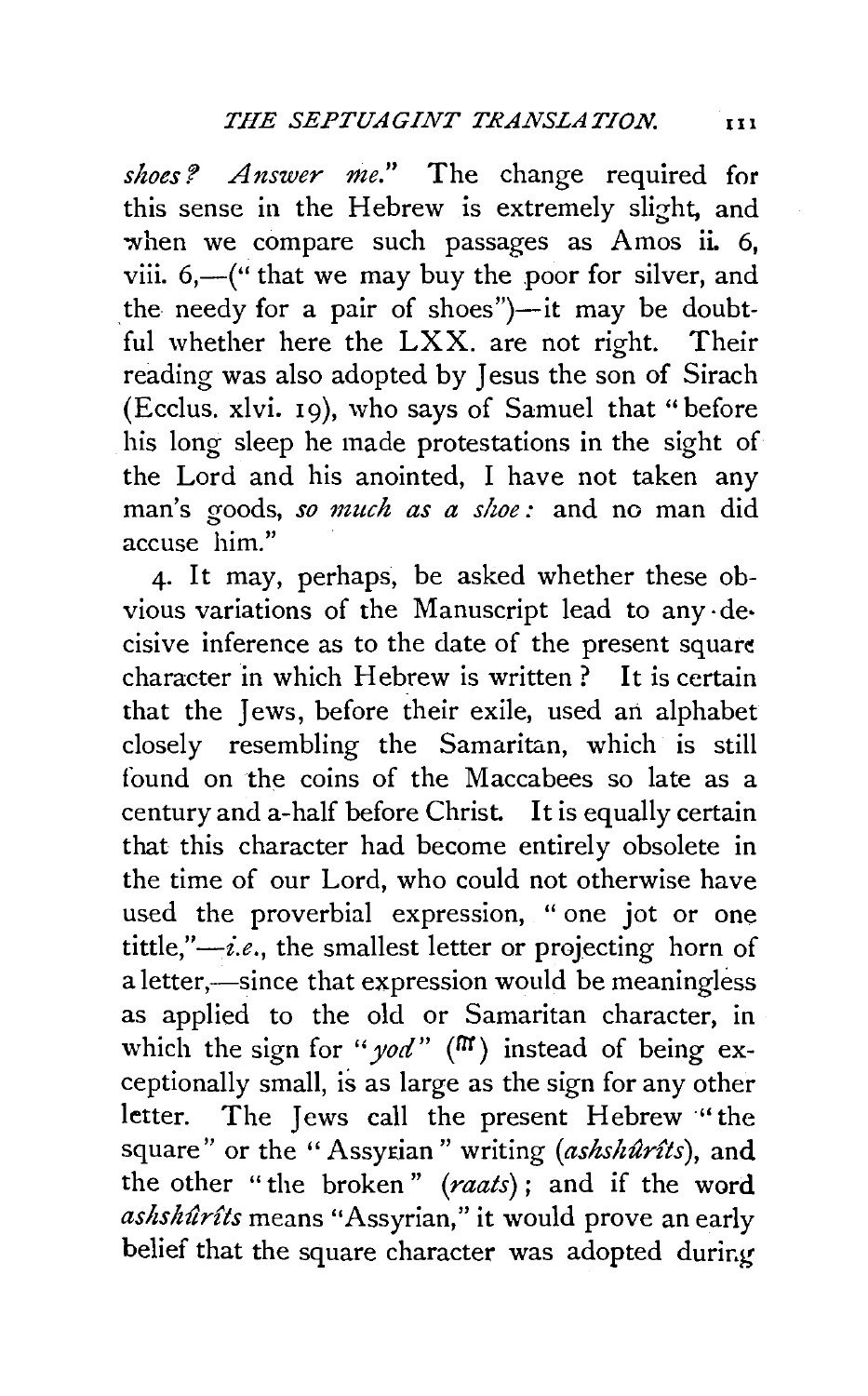*shoes? Answer me.*" The change required for this sense in the Hebrew is extremely slight, and when we compare such passages as Amos ii. 6, viii. 6,—("that we may buy the poor for silver, and the needy for a pair of shoes")—it may be doubtful whether here the LXX. are not right. Their reading was also adopted by Jesus the son of Sirach (Ecclus. xlvi. 19), who says of Samuel that "before his long sleep he made protestations in the sight of the Lord and his anointed, I have not taken any man's goods, *so much as a shoe:* and no man did accuse him."

4. It may, perhaps, be asked whether these obvious variations of the Manuscript lead to any decisive inference as to the date of the present square character in which Hebrew is written? It is certain that the Jews, before their exile, used an alphabet closely resembling the Samaritan, which is still found on the coins of the Maccabees so late as a century and a-half before Christ. It is equally certain that this character had become entirely obsolete in the time of our Lord, who could not otherwise have used the proverbial expression, "one jot or one tittle,"—*i.e.*, the smallest letter or projecting horn of a letter,—since that expression would be meaningless as applied to the old or Samaritan character, in which the sign for "*yod*" (ᵯ) instead of being exceptionally small, is as large as the sign for any other letter. The Jews call the present Hebrew "the square" or the "Assyrian" writing (*ashshûrîts*), and the other "the broken" (*raats*); and if the word *ashshûrîts* means "Assyrian," it would prove an early belief that the square character was adopted during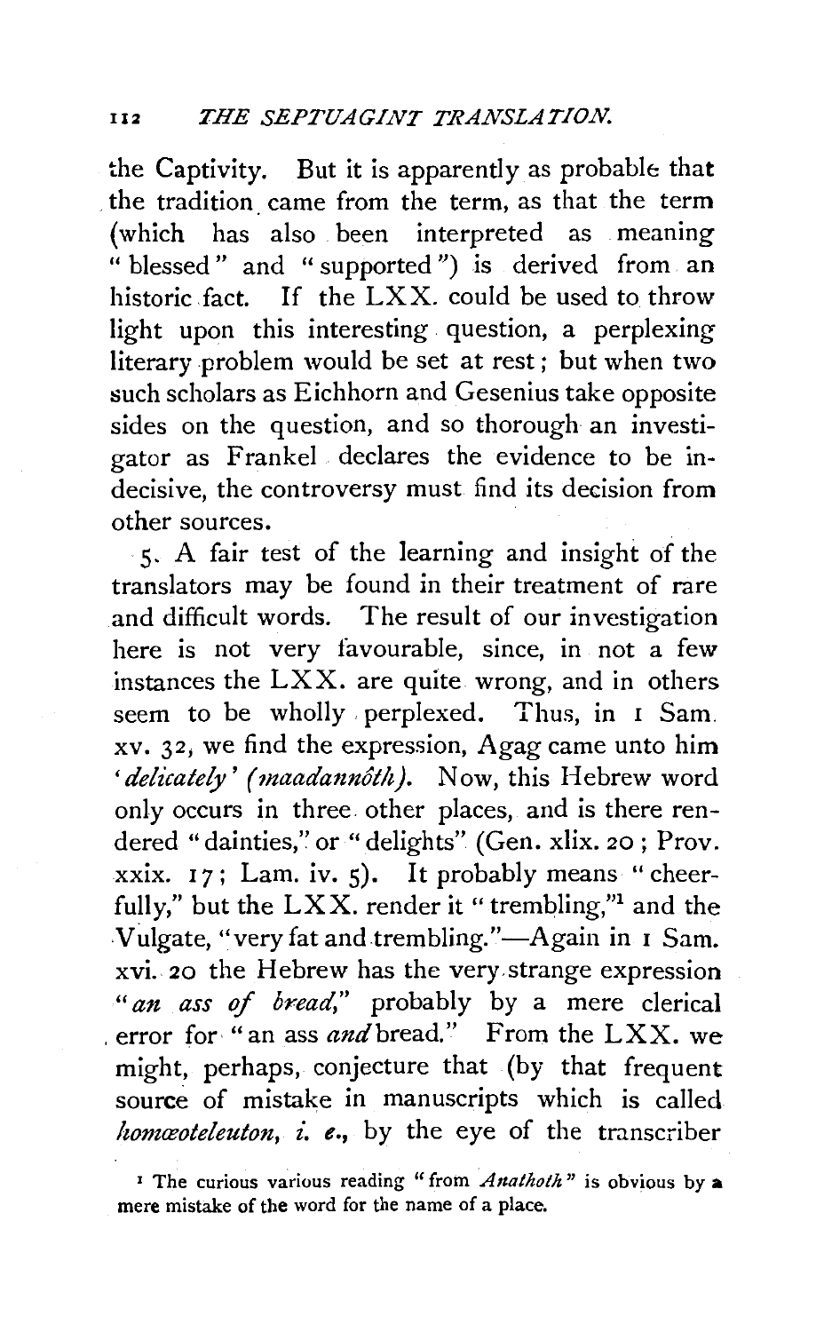the Captivity. But it is apparently as probable that the tradition came from the term, as that the term (which has also been interpreted as meaning "blessed" and "supported") is derived from an historic fact. If the LXX. could be used to throw light upon this interesting question, a perplexing literary problem would be set at rest; but when two such scholars as Eichhorn and Gesenius take opposite sides on the question, and so thorough an investigator as Frankel declares the evidence to be indecisive, the controversy must find its decision from other sources.

5. A fair test of the learning and insight of the translators may be found in their treatment of rare and difficult words. The result of our investigation here is not very favourable, since, in not a few instances the LXX. are quite wrong, and in others seem to be wholly perplexed. Thus, in 1 Sam. xv. 32, we find the expression, Agag came unto him '*delicately*' (*maadannôth*). Now, this Hebrew word only occurs in three other places, and is there rendered "dainties," or "delights" (Gen. xlix. 20; Prov. xxix. 17; Lam. iv. 5). It probably means "cheerfully," but the LXX. render it "trembling,"[1] and the Vulgate, "very fat and trembling."—Again in 1 Sam. xvi. 20 the Hebrew has the very strange expression "*an ass of bread*," probably by a mere clerical error for "an ass *and* bread." From the LXX. we might, perhaps, conjecture that (by that frequent source of mistake in manuscripts which is called *homœoteleuton*, *i. e.*, by the eye of the transcriber

[1] The curious various reading "from *Anathoth*" is obvious by a mere mistake of the word for the name of a place.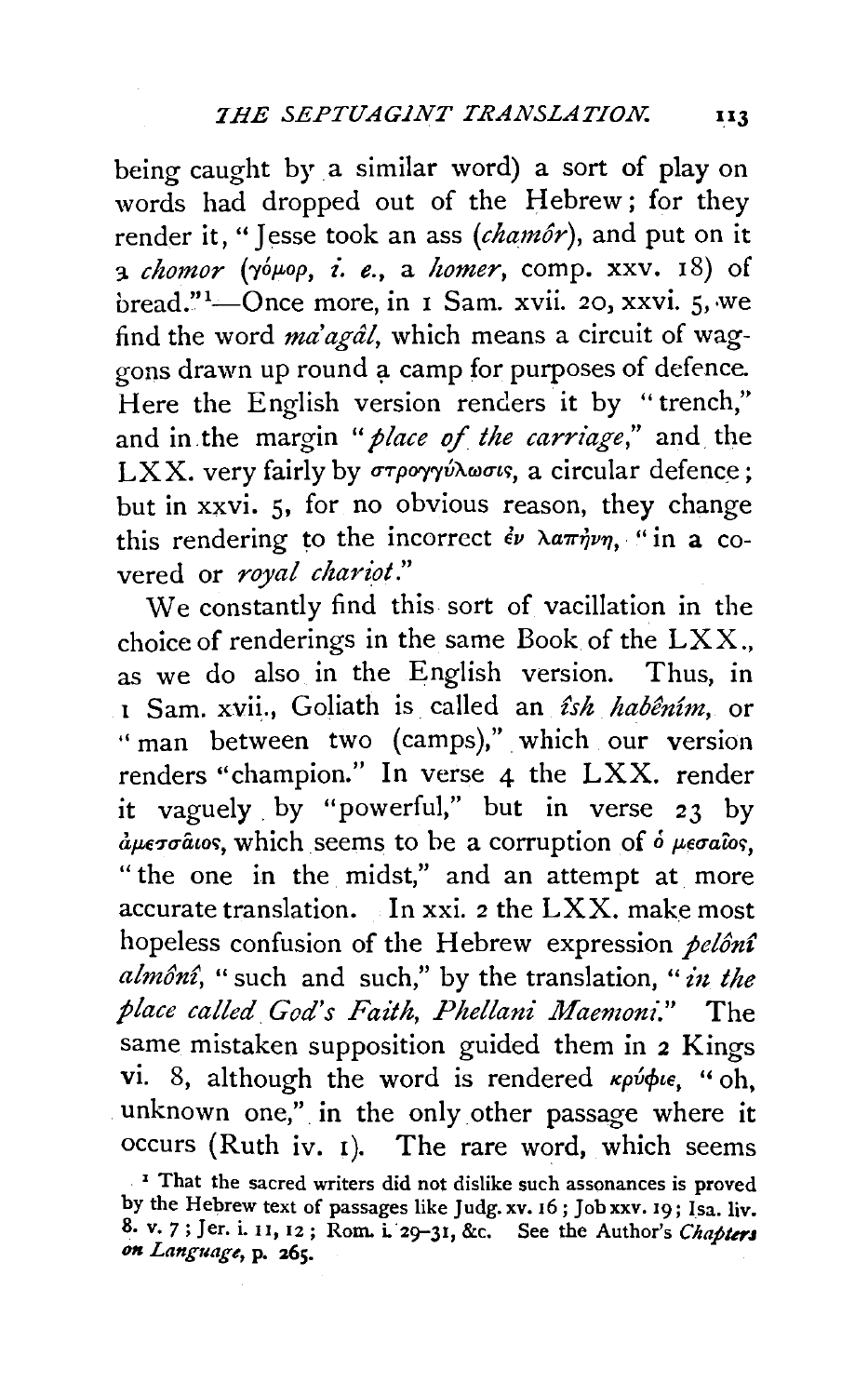being caught by a similar word) a sort of play on words had dropped out of the Hebrew; for they render it, "Jesse took an ass (*chamôr*), and put on it a *chomor* (γόμορ, *i. e.*, a *homer*, comp. xxv. 18) of bread."[1]—Once more, in 1 Sam. xvii. 20, xxvi. 5, we find the word *ma'agâl*, which means a circuit of waggons drawn up round a camp for purposes of defence. Here the English version renders it by "trench," and in the margin "*place of the carriage*," and the LXX. very fairly by στρογγύλωσις, a circular defence; but in xxvi. 5, for no obvious reason, they change this rendering to the incorrect ἐν λαπήνῃ, "in a covered or *royal chariot*."

We constantly find this sort of vacillation in the choice of renderings in the same Book of the LXX., as we do also in the English version. Thus, in 1 Sam. xvii., Goliath is called an *îsh habênîm*, or "man between two (camps)," which our version renders "champion." In verse 4 the LXX. render it vaguely by "powerful," but in verse 23 by ἀμεσσαῖος, which seems to be a corruption of ὁ μεσαῖος, "the one in the midst," and an attempt at more accurate translation. In xxi. 2 the LXX. make most hopeless confusion of the Hebrew expression *pelônî almônî*, "such and such," by the translation, "*in the place called God's Faith, Phellani Maemoni*." The same mistaken supposition guided them in 2 Kings vi. 8, although the word is rendered κρύφιε, "oh, unknown one," in the only other passage where it occurs (Ruth iv. 1). The rare word, which seems

[1] That the sacred writers did not dislike such assonances is proved by the Hebrew text of passages like Judg. xv. 16; Job xxv. 19; Isa. liv. 8. v. 7; Jer. i. 11, 12; Rom. i. 29–31, &c. See the Author's *Chapters on Language*, p. 265.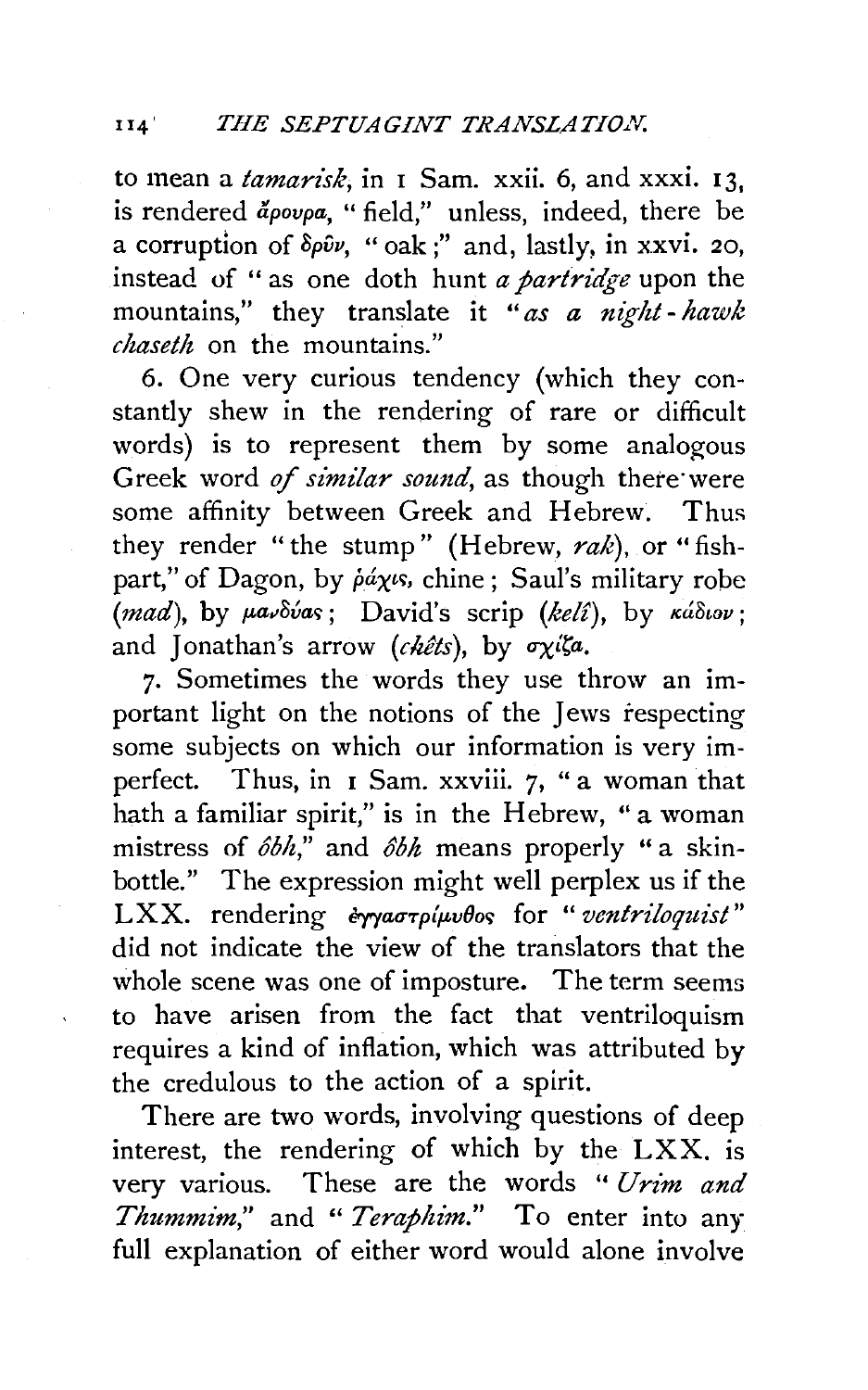to mean a *tamarisk*, in 1 Sam. xxii. 6, and xxxi. 13, is rendered ἄρουρα, "field," unless, indeed, there be a corruption of δρῦν, "oak;" and, lastly, in xxvi. 20, instead of "as one doth hunt *a partridge* upon the mountains," they translate it "*as a night-hawk chaseth* on the mountains."

6. One very curious tendency (which they constantly shew in the rendering of rare or difficult words) is to represent them by some analogous Greek word *of similar sound*, as though there were some affinity between Greek and Hebrew. Thus they render "the stump" (Hebrew, *rak*), or "fish-part," of Dagon, by ῥάχις, chine; Saul's military robe (*mad*), by μανδύας; David's scrip (*kelî*), by κάδιον; and Jonathan's arrow (*chêts*), by σχίζα.

7. Sometimes the words they use throw an important light on the notions of the Jews respecting some subjects on which our information is very imperfect. Thus, in 1 Sam. xxviii. 7, "a woman that hath a familiar spirit," is in the Hebrew, "a woman mistress of *ôbh*," and *ôbh* means properly "a skin-bottle." The expression might well perplex us if the LXX. rendering ἐγγαστρίμυθος for "*ventriloquist*" did not indicate the view of the translators that the whole scene was one of imposture. The term seems to have arisen from the fact that ventriloquism requires a kind of inflation, which was attributed by the credulous to the action of a spirit.

There are two words, involving questions of deep interest, the rendering of which by the LXX. is very various. These are the words "*Urim and Thummim*," and "*Teraphim*." To enter into any full explanation of either word would alone involve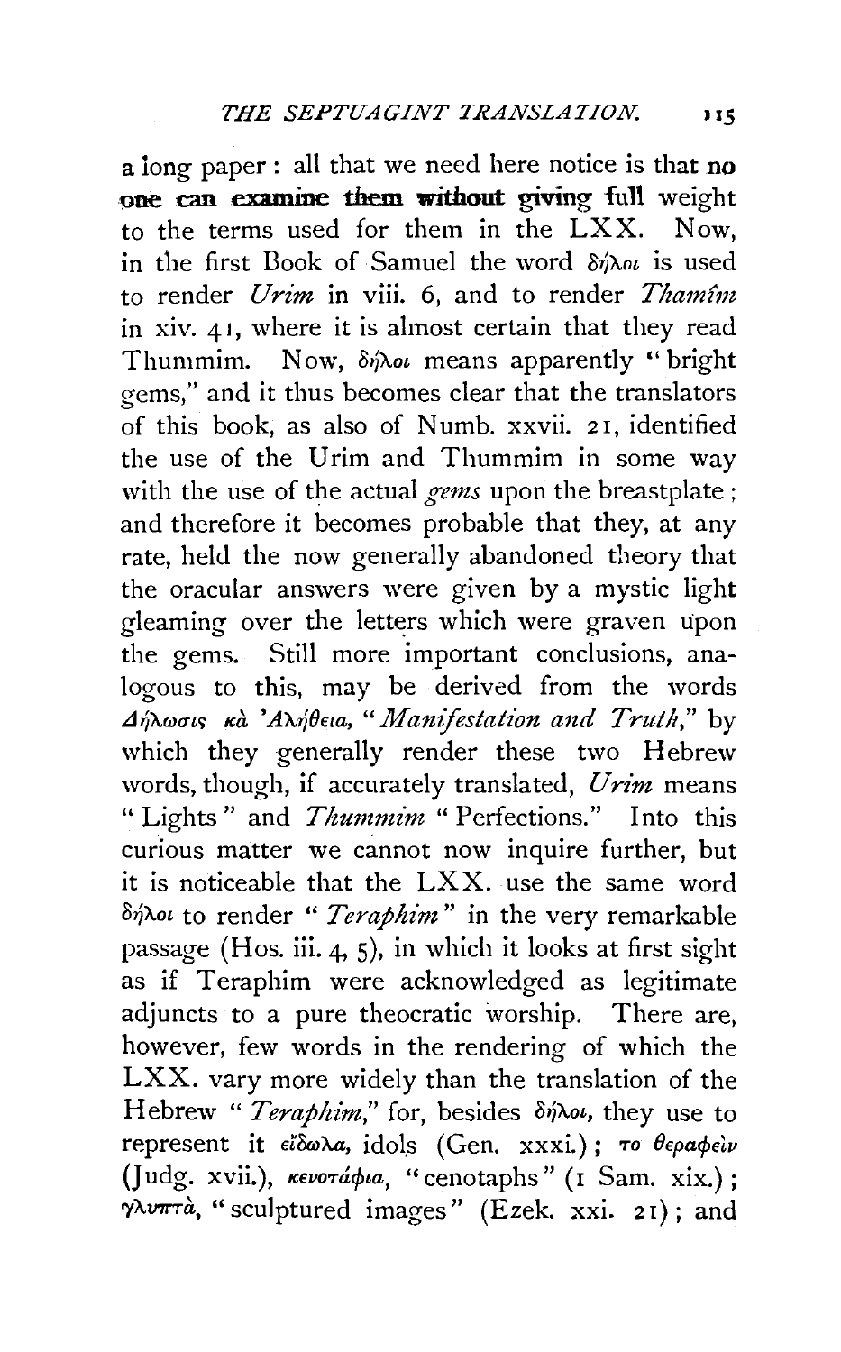a long paper: all that we need here notice is that **no one can examine them without giving full** weight to the terms used for them in the LXX. Now, in the first Book of Samuel the word δῆλοι is used to render *Urim* in viii. 6, and to render *Thamîm* in xiv. 41, where it is almost certain that they read Thummim. Now, δῆλοι means apparently "bright gems," and it thus becomes clear that the translators of this book, as also of Numb. xxvii. 21, identified the use of the Urim and Thummim in some way with the use of the actual *gems* upon the breastplate; and therefore it becomes probable that they, at any rate, held the now generally abandoned theory that the oracular answers were given by a mystic light gleaming over the letters which were graven upon the gems. Still more important conclusions, analogous to this, may be derived from the words Δήλωσις κὰ Ἀλήθεια, "*Manifestation and Truth*," by which they generally render these two Hebrew words, though, if accurately translated, *Urim* means "Lights" and *Thummim* "Perfections." Into this curious matter we cannot now inquire further, but it is noticeable that the LXX. use the same word δῆλοι to render "*Teraphim*" in the very remarkable passage (Hos. iii. 4, 5), in which it looks at first sight as if Teraphim were acknowledged as legitimate adjuncts to a pure theocratic worship. There are, however, few words in the rendering of which the LXX. vary more widely than the translation of the Hebrew "*Teraphim*," for, besides δῆλοι, they use to represent it εἴδωλα, idols (Gen. xxxi.); το θεραφεὶν (Judg. xvii.), κενοτάφια, "cenotaphs" (1 Sam. xix.); γλυπτὰ, "sculptured images" (Ezek. xxi. 21); and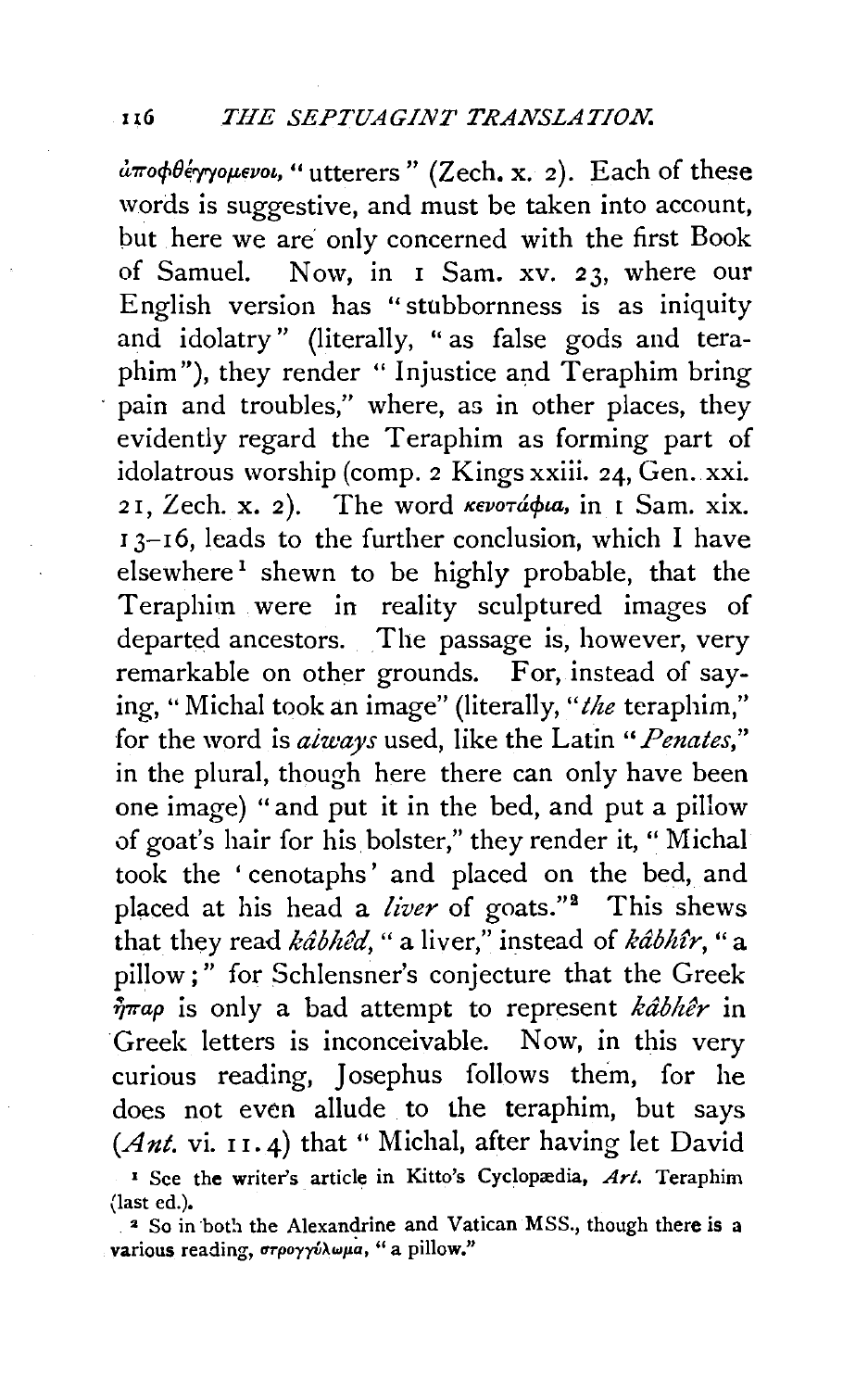ἀποφθέγγομενοι, "utterers" (Zech. x. 2). Each of these words is suggestive, and must be taken into account, but here we are only concerned with the first Book of Samuel. Now, in 1 Sam. xv. 23, where our English version has "stubbornness is as iniquity and idolatry" (literally, "as false gods and teraphim"), they render "Injustice and Teraphim bring pain and troubles," where, as in other places, they evidently regard the Teraphim as forming part of idolatrous worship (comp. 2 Kings xxiii. 24, Gen. xxi. 21, Zech. x. 2). The word κενοτάφια, in 1 Sam. xix. 13–16, leads to the further conclusion, which I have elsewhere[1] shewn to be highly probable, that the Teraphim were in reality sculptured images of departed ancestors. The passage is, however, very remarkable on other grounds. For, instead of saying, "Michal took an image" (literally, "*the* teraphim," for the word is *always* used, like the Latin "*Penates*," in the plural, though here there can only have been one image) "and put it in the bed, and put a pillow of goat's hair for his bolster," they render it, "Michal took the 'cenotaphs' and placed on the bed, and placed at his head a *liver* of goats."[2] This shews that they read *kâbhêd*, "a liver," instead of *kâbhîr*, "a pillow;" for Schlensner's conjecture that the Greek ἧπαρ is only a bad attempt to represent *kâbhêr* in Greek letters is inconceivable. Now, in this very curious reading, Josephus follows them, for he does not even allude to the teraphim, but says (*Ant.* vi. 11. 4) that "Michal, after having let David

[1] See the writer's article in Kitto's Cyclopædia, *Art.* Teraphim (last ed.).

[2] So in both the Alexandrine and Vatican MSS., though there is a various reading, στρογγύλωμα, "a pillow."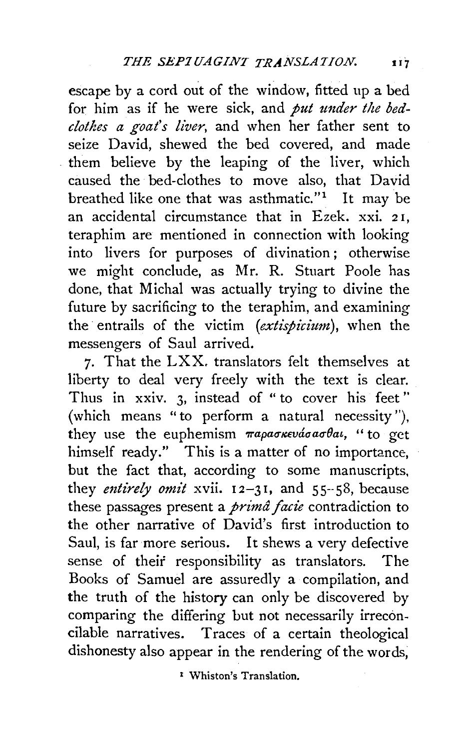escape by a cord out of the window, fitted up a bed for him as if he were sick, and *put under the bed-clothes a goat's liver*, and when her father sent to seize David, shewed the bed covered, and made them believe by the leaping of the liver, which caused the bed-clothes to move also, that David breathed like one that was asthmatic."[1] It may be an accidental circumstance that in Ezek. xxi. 21, teraphim are mentioned in connection with looking into livers for purposes of divination; otherwise we might conclude, as Mr. R. Stuart Poole has done, that Michal was actually trying to divine the future by sacrificing to the teraphim, and examining the entrails of the victim (*extispicium*), when the messengers of Saul arrived.

7. That the LXX. translators felt themselves at liberty to deal very freely with the text is clear. Thus in xxiv. 3, instead of "to cover his feet" (which means "to perform a natural necessity"), they use the euphemism παρασκευάσασθαι, "to get himself ready." This is a matter of no importance, but the fact that, according to some manuscripts, they *entirely omit* xvii. 12–31, and 55–58, because these passages present a *primâ facie* contradiction to the other narrative of David's first introduction to Saul, is far more serious. It shews a very defective sense of their responsibility as translators. The Books of Samuel are assuredly a compilation, and the truth of the history can only be discovered by comparing the differing but not necessarily irreconcilable narratives. Traces of a certain theological dishonesty also appear in the rendering of the words,

[1] Whiston's Translation.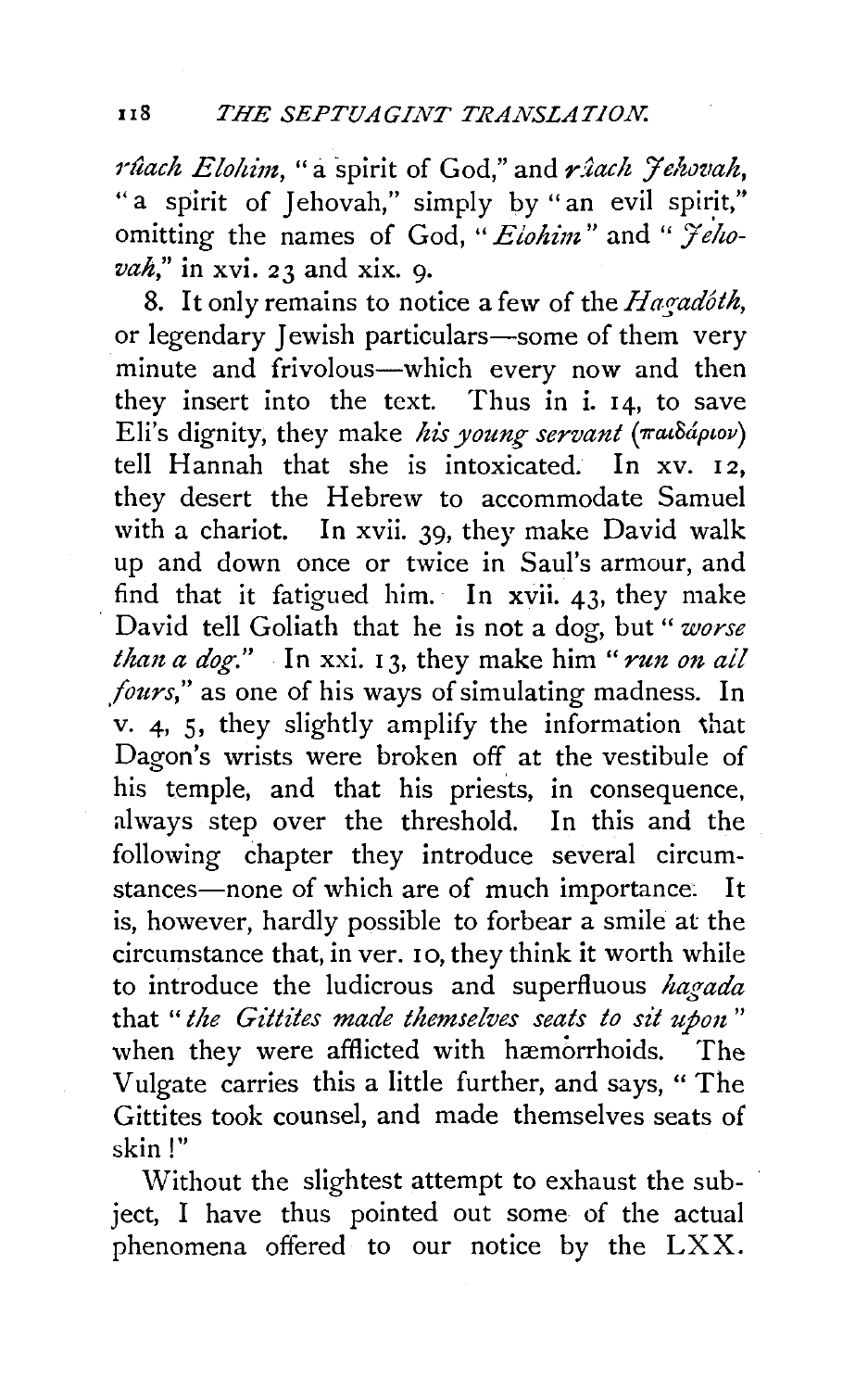*rûach Elohim*, "a spirit of God," and *rûach Jehovah*, "a spirit of Jehovah," simply by "an evil spirit," omitting the names of God, "*Elohim*" and "*Jehovah*," in xvi. 23 and xix. 9.

8. It only remains to notice a few of the *Hagadóth*, or legendary Jewish particulars—some of them very minute and frivolous—which every now and then they insert into the text. Thus in i. 14, to save Eli's dignity, they make *his young servant* (παιδάριον) tell Hannah that she is intoxicated. In xv. 12, they desert the Hebrew to accommodate Samuel with a chariot. In xvii. 39, they make David walk up and down once or twice in Saul's armour, and find that it fatigued him. In xvii. 43, they make David tell Goliath that he is not a dog, but "*worse than a dog*." In xxi. 13, they make him "*run on all fours*," as one of his ways of simulating madness. In v. 4, 5, they slightly amplify the information that Dagon's wrists were broken off at the vestibule of his temple, and that his priests, in consequence, always step over the threshold. In this and the following chapter they introduce several circumstances—none of which are of much importance. It is, however, hardly possible to forbear a smile at the circumstance that, in ver. 10, they think it worth while to introduce the ludicrous and superfluous *hagada* that "*the Gittites made themselves seats to sit upon*" when they were afflicted with hæmorrhoids. The Vulgate carries this a little further, and says, "The Gittites took counsel, and made themselves seats of skin!"

Without the slightest attempt to exhaust the subject, I have thus pointed out some of the actual phenomena offered to our notice by the LXX.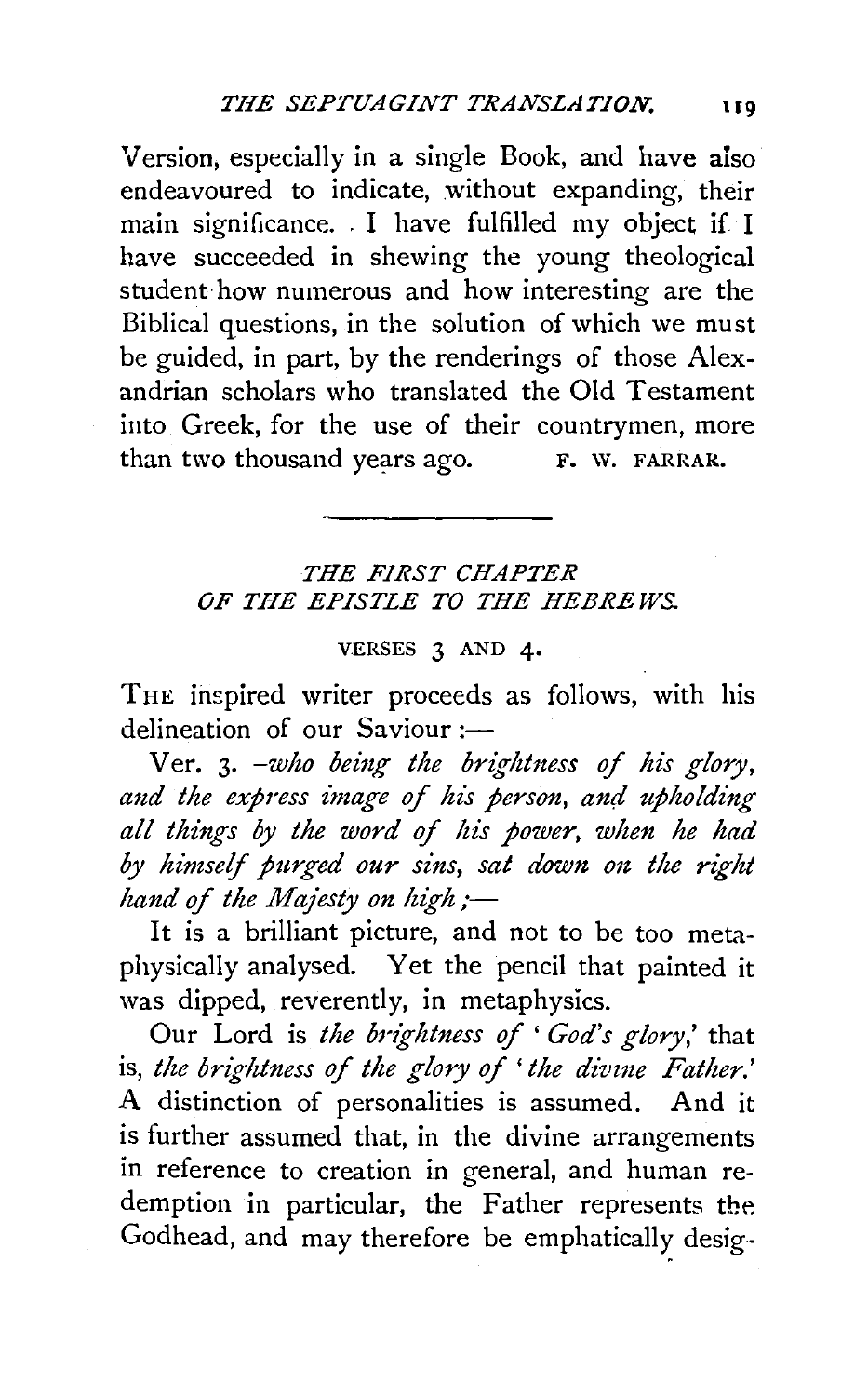Version, especially in a single Book, and have also endeavoured to indicate, without expanding, their main significance. I have fulfilled my object if I have succeeded in shewing the young theological student how numerous and how interesting are the Biblical questions, in the solution of which we must be guided, in part, by the renderings of those Alexandrian scholars who translated the Old Testament into Greek, for the use of their countrymen, more than two thousand years ago.

F. W. FARRAR.

---

## *THE FIRST CHAPTER OF THE EPISTLE TO THE HEBREWS.*

### VERSES 3 AND 4.

THE inspired writer proceeds as follows, with his delineation of our Saviour :—

Ver. 3. *–who being the brightness of his glory, and the express image of his person, and upholding all things by the word of his power, when he had by himself purged our sins, sat down on the right hand of the Majesty on high ;—*

It is a brilliant picture, and not to be too metaphysically analysed. Yet the pencil that painted it was dipped, reverently, in metaphysics.

Our Lord is *the brightness of 'God's glory,'* that is, *the brightness of the glory of 'the divine Father.'* A distinction of personalities is assumed. And it is further assumed that, in the divine arrangements in reference to creation in general, and human redemption in particular, the Father represents the Godhead, and may therefore be emphatically desig-